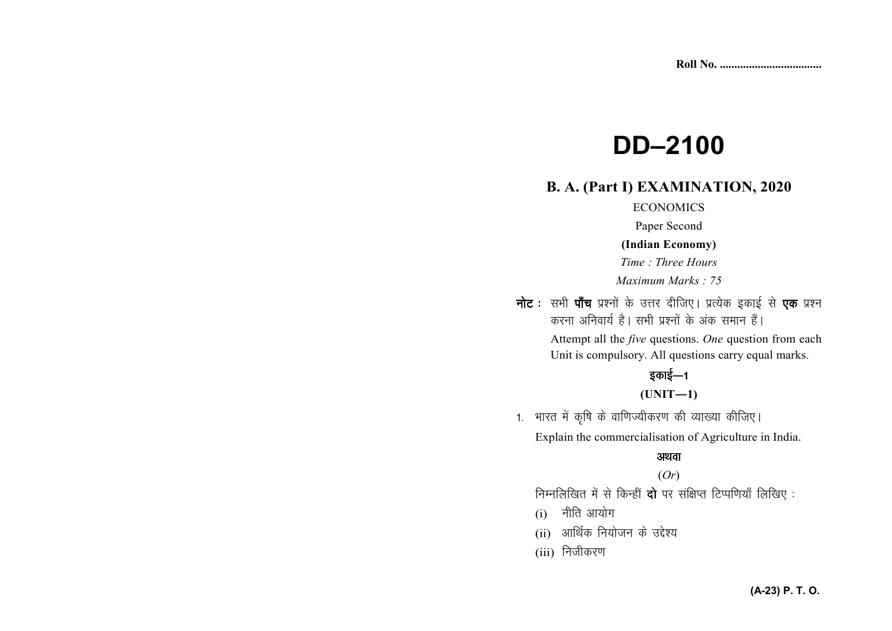Roll No. ..................................

# DD–2100

## B. A. (Part I) EXAMINATION, 2020

ECONOMICS

Paper Second

**(Indian Economy)**

*Time : Three Hours*

*Maximum Marks : 75*

**नोट :** सभी **पाँच** प्रश्नों के उत्तर दीजिए। प्रत्येक इकाई से **एक** प्रश्न करना अनिवार्य है। सभी प्रश्नों के अंक समान हैं।

Attempt all the *five* questions. *One* question from each Unit is compulsory. All questions carry equal marks.

### इकाई—1

### (UNIT—1)

1. भारत में कृषि के वाणिज्यीकरण की व्याख्या कीजिए।

   Explain the commercialisation of Agriculture in India.

   **अथवा**

   (*Or*)

   निम्नलिखित में से किन्हीं **दो** पर संक्षिप्त टिप्पणियाँ लिखिए :

   (i) नीति आयोग

   (ii) आर्थिक नियोजन के उद्देश्य

   (iii) निजीकरण

(A-23) P. T. O.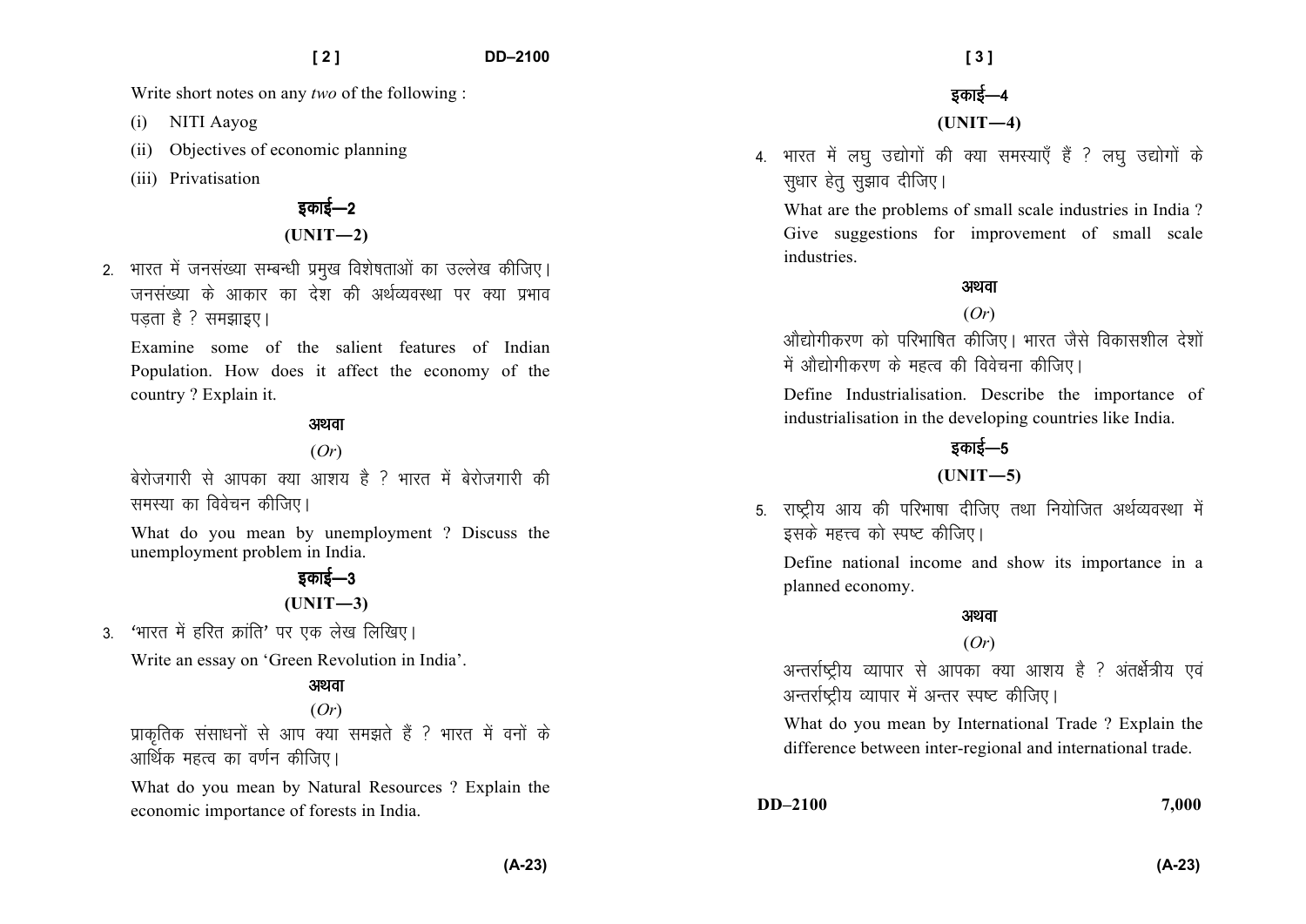Write short notes on any *two* of the following :

(i) NITI Aayog

(ii) Objectives of economic planning

(iii) Privatisation

## इकाई—2

## (UNIT—2)

2. भारत में जनसंख्या सम्बन्धी प्रमुख विशेषताओं का उल्लेख कीजिए। जनसंख्या के आकार का देश की अर्थव्यवस्था पर क्या प्रभाव पड़ता है ? समझाइए।

Examine some of the salient features of Indian Population. How does it affect the economy of the country ? Explain it.

अथवा

(*Or*)

बेरोजगारी से आपका क्या आशय है ? भारत में बेरोजगारी की समस्या का विवेचन कीजिए।

What do you mean by unemployment ? Discuss the unemployment problem in India.

## इकाई—3

## (UNIT—3)

3. 'भारत में हरित क्रांति' पर एक लेख लिखिए।

Write an essay on 'Green Revolution in India'.

अथवा

(*Or*)

प्राकृतिक संसाधनों से आप क्या समझते हैं ? भारत में वनों के आर्थिक महत्व का वर्णन कीजिए।

What do you mean by Natural Resources ? Explain the economic importance of forests in India.

## इकाई—4

## (UNIT—4)

4. भारत में लघु उद्योगों की क्या समस्याएँ हैं ? लघु उद्योगों के सुधार हेतु सुझाव दीजिए।

What are the problems of small scale industries in India ? Give suggestions for improvement of small scale industries.

अथवा

(*Or*)

औद्योगीकरण को परिभाषित कीजिए। भारत जैसे विकासशील देशों में औद्योगीकरण के महत्व की विवेचना कीजिए।

Define Industrialisation. Describe the importance of industrialisation in the developing countries like India.

## इकाई—5

## (UNIT—5)

5. राष्ट्रीय आय की परिभाषा दीजिए तथा नियोजित अर्थव्यवस्था में इसके महत्त्व को स्पष्ट कीजिए।

Define national income and show its importance in a planned economy.

अथवा

(*Or*)

अन्तर्राष्ट्रीय व्यापार से आपका क्या आशय है ? अंतर्क्षेत्रीय एवं अन्तर्राष्ट्रीय व्यापार में अन्तर स्पष्ट कीजिए।

What do you mean by International Trade ? Explain the difference between inter-regional and international trade.

DD–2100 7,000